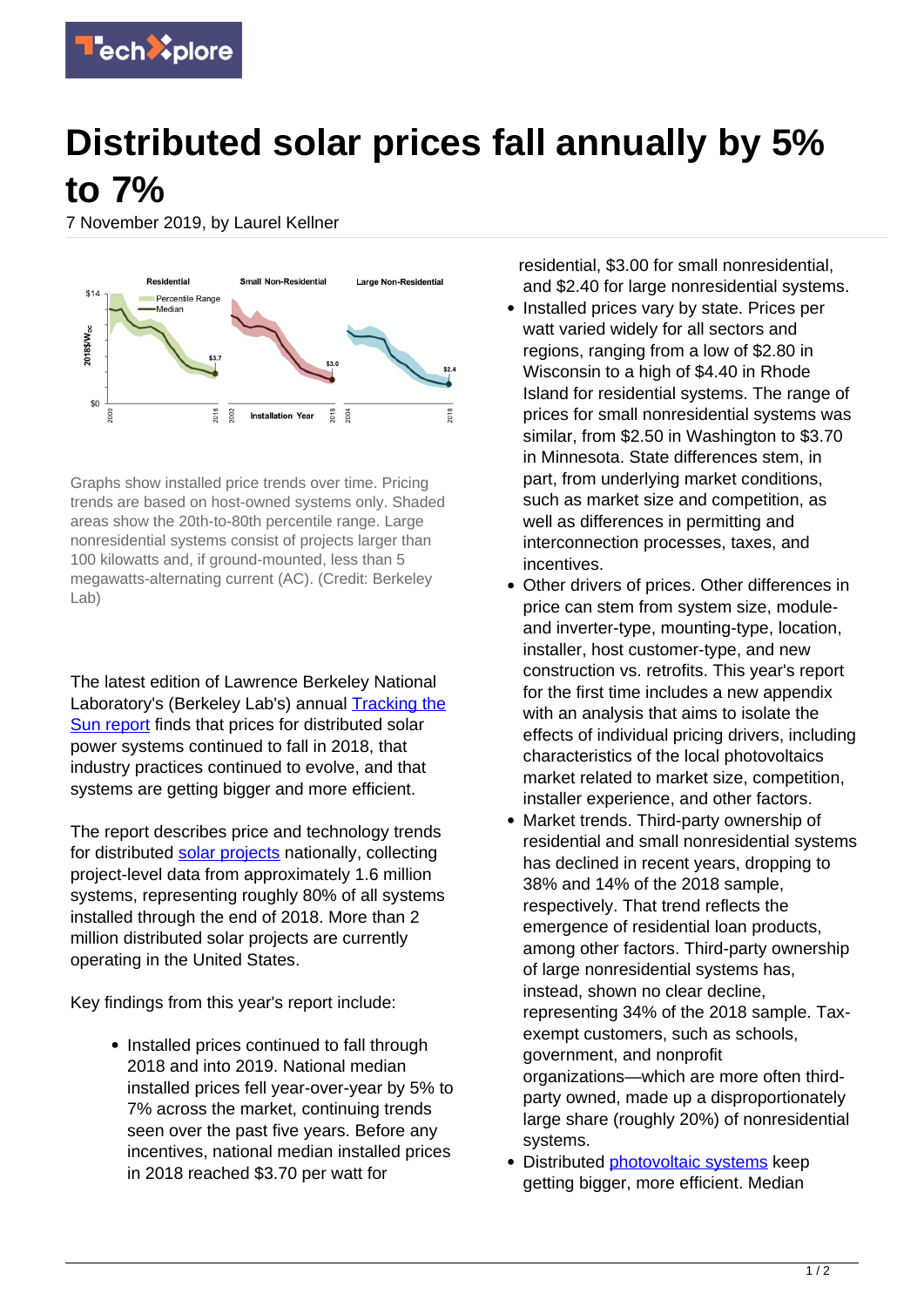# Distributed solar prices fall annually by 5% to 7%

7 November 2019, by Laurel Kellner

Graphs show installed price trends over time. Pricing trends are based on host-owned systems only. Shaded areas show the 20th-to-80th percentile range. Large nonresidential systems consist of projects larger than 100 kilowatts and, if ground-mounted, less than 5 megawatts-alternating current (AC). (Credit: Berkeley Lab)

The latest edition of Lawrence Berkeley National Laboratory's (Berkeley Lab's) annual Tracking the Sun report finds that prices for distributed solar power systems continued to fall in 2018, that industry practices continued to evolve, and that systems are getting bigger and more efficient.

The report describes price and technology trends for distributed solar projects nationally, collecting project-level data from approximately 1.6 million systems, representing roughly 80% of all systems installed through the end of 2018. More than 2 million distributed solar projects are currently operating in the United States.

Key findings from this year's report include:

- Installed prices continued to fall through 2018 and into 2019. National median installed prices fell year-over-year by 5% to 7% across the market, continuing trends seen over the past five years. Before any incentives, national median installed prices in 2018 reached $3.70 per watt for residential, $3.00 for small nonresidential, and $2.40 for large nonresidential systems.
- Installed prices vary by state. Prices per watt varied widely for all sectors and regions, ranging from a low of $2.80 in Wisconsin to a high of $4.40 in Rhode Island for residential systems. The range of prices for small nonresidential systems was similar, from $2.50 in Washington to $3.70 in Minnesota. State differences stem, in part, from underlying market conditions, such as market size and competition, as well as differences in permitting and interconnection processes, taxes, and incentives.
- Other drivers of prices. Other differences in price can stem from system size, module- and inverter-type, mounting-type, location, installer, host customer-type, and new construction vs. retrofits. This year's report for the first time includes a new appendix with an analysis that aims to isolate the effects of individual pricing drivers, including characteristics of the local photovoltaics market related to market size, competition, installer experience, and other factors.
- Market trends. Third-party ownership of residential and small nonresidential systems has declined in recent years, dropping to 38% and 14% of the 2018 sample, respectively. That trend reflects the emergence of residential loan products, among other factors. Third-party ownership of large nonresidential systems has, instead, shown no clear decline, representing 34% of the 2018 sample. Tax-exempt customers, such as schools, government, and nonprofit organizations—which are more often third-party owned, made up a disproportionately large share (roughly 20%) of nonresidential systems.
- Distributed photovoltaic systems keep getting bigger, more efficient. Median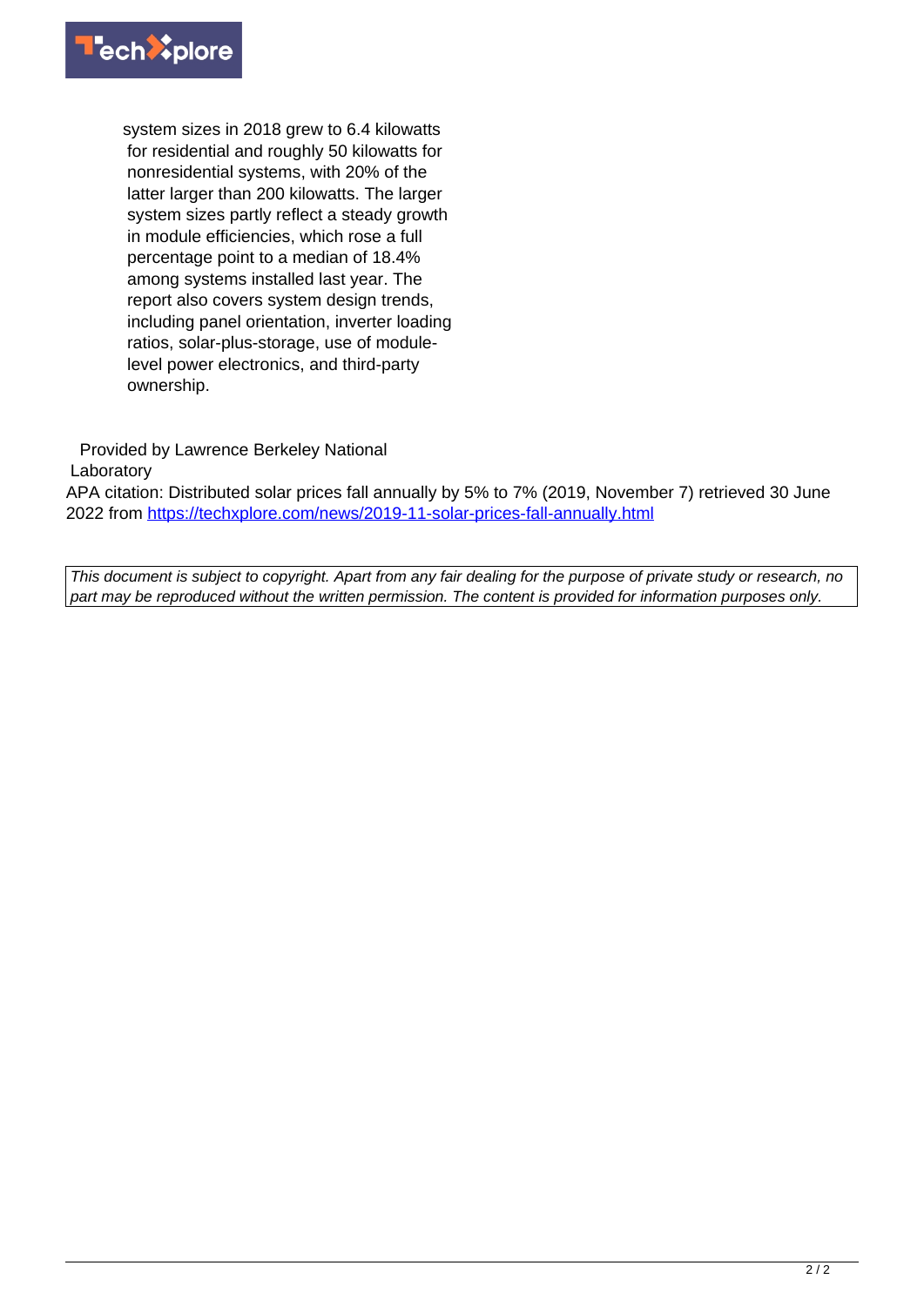system sizes in 2018 grew to 6.4 kilowatts for residential and roughly 50 kilowatts for nonresidential systems, with 20% of the latter larger than 200 kilowatts. The larger system sizes partly reflect a steady growth in module efficiencies, which rose a full percentage point to a median of 18.4% among systems installed last year. The report also covers system design trends, including panel orientation, inverter loading ratios, solar-plus-storage, use of module-level power electronics, and third-party ownership.

Provided by Lawrence Berkeley National Laboratory

APA citation: Distributed solar prices fall annually by 5% to 7% (2019, November 7) retrieved 30 June 2022 from https://techxplore.com/news/2019-11-solar-prices-fall-annually.html

*This document is subject to copyright. Apart from any fair dealing for the purpose of private study or research, no part may be reproduced without the written permission. The content is provided for information purposes only.*